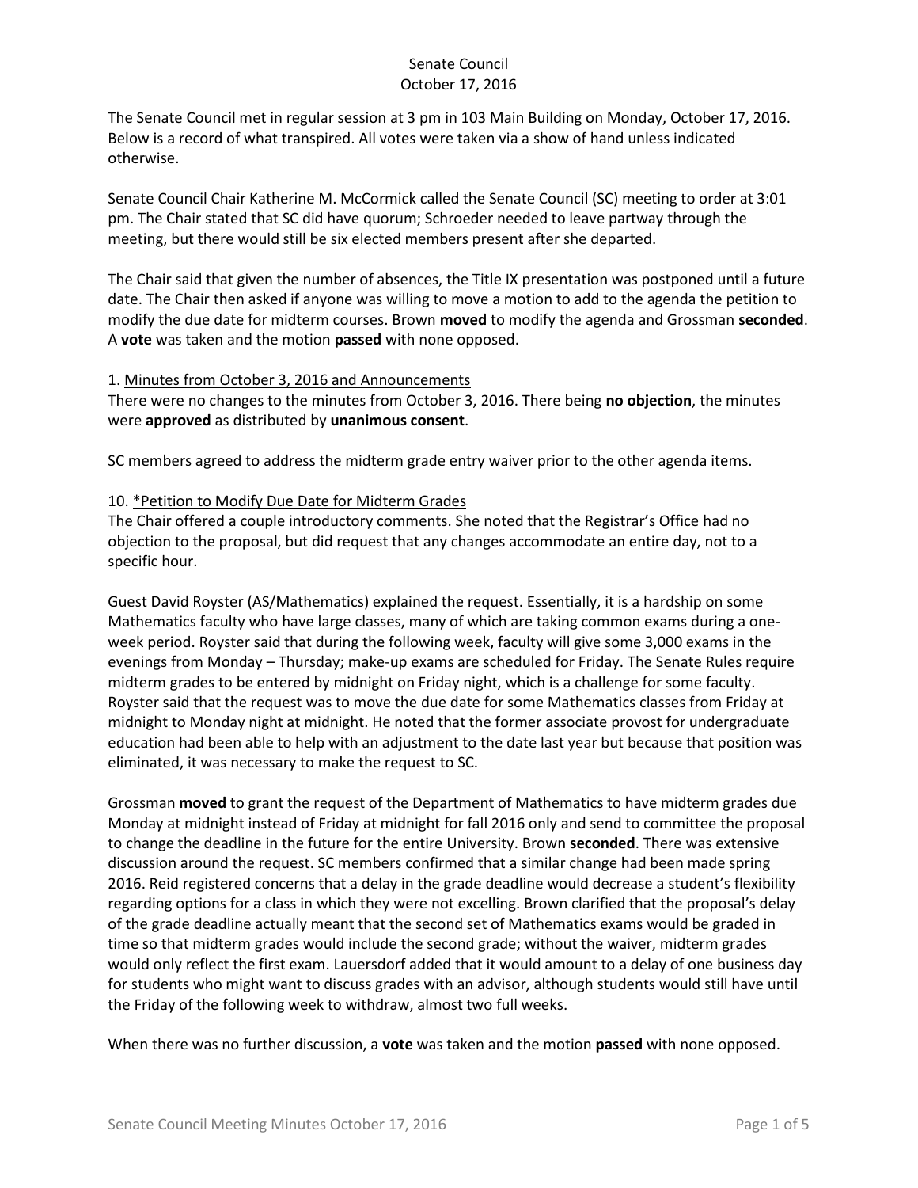# Senate Council
## October 17, 2016

The Senate Council met in regular session at 3 pm in 103 Main Building on Monday, October 17, 2016. Below is a record of what transpired. All votes were taken via a show of hand unless indicated otherwise.

Senate Council Chair Katherine M. McCormick called the Senate Council (SC) meeting to order at 3:01 pm. The Chair stated that SC did have quorum; Schroeder needed to leave partway through the meeting, but there would still be six elected members present after she departed.

The Chair said that given the number of absences, the Title IX presentation was postponed until a future date. The Chair then asked if anyone was willing to move a motion to add to the agenda the petition to modify the due date for midterm courses. Brown **moved** to modify the agenda and Grossman **seconded**. A **vote** was taken and the motion **passed** with none opposed.

1. Minutes from October 3, 2016 and Announcements

There were no changes to the minutes from October 3, 2016. There being **no objection**, the minutes were **approved** as distributed by **unanimous consent**.

SC members agreed to address the midterm grade entry waiver prior to the other agenda items.

10. *Petition to Modify Due Date for Midterm Grades

The Chair offered a couple introductory comments. She noted that the Registrar's Office had no objection to the proposal, but did request that any changes accommodate an entire day, not to a specific hour.

Guest David Royster (AS/Mathematics) explained the request. Essentially, it is a hardship on some Mathematics faculty who have large classes, many of which are taking common exams during a one-week period. Royster said that during the following week, faculty will give some 3,000 exams in the evenings from Monday – Thursday; make-up exams are scheduled for Friday. The Senate Rules require midterm grades to be entered by midnight on Friday night, which is a challenge for some faculty. Royster said that the request was to move the due date for some Mathematics classes from Friday at midnight to Monday night at midnight. He noted that the former associate provost for undergraduate education had been able to help with an adjustment to the date last year but because that position was eliminated, it was necessary to make the request to SC.

Grossman **moved** to grant the request of the Department of Mathematics to have midterm grades due Monday at midnight instead of Friday at midnight for fall 2016 only and send to committee the proposal to change the deadline in the future for the entire University. Brown **seconded**. There was extensive discussion around the request. SC members confirmed that a similar change had been made spring 2016. Reid registered concerns that a delay in the grade deadline would decrease a student's flexibility regarding options for a class in which they were not excelling. Brown clarified that the proposal's delay of the grade deadline actually meant that the second set of Mathematics exams would be graded in time so that midterm grades would include the second grade; without the waiver, midterm grades would only reflect the first exam. Lauersdorf added that it would amount to a delay of one business day for students who might want to discuss grades with an advisor, although students would still have until the Friday of the following week to withdraw, almost two full weeks.

When there was no further discussion, a **vote** was taken and the motion **passed** with none opposed.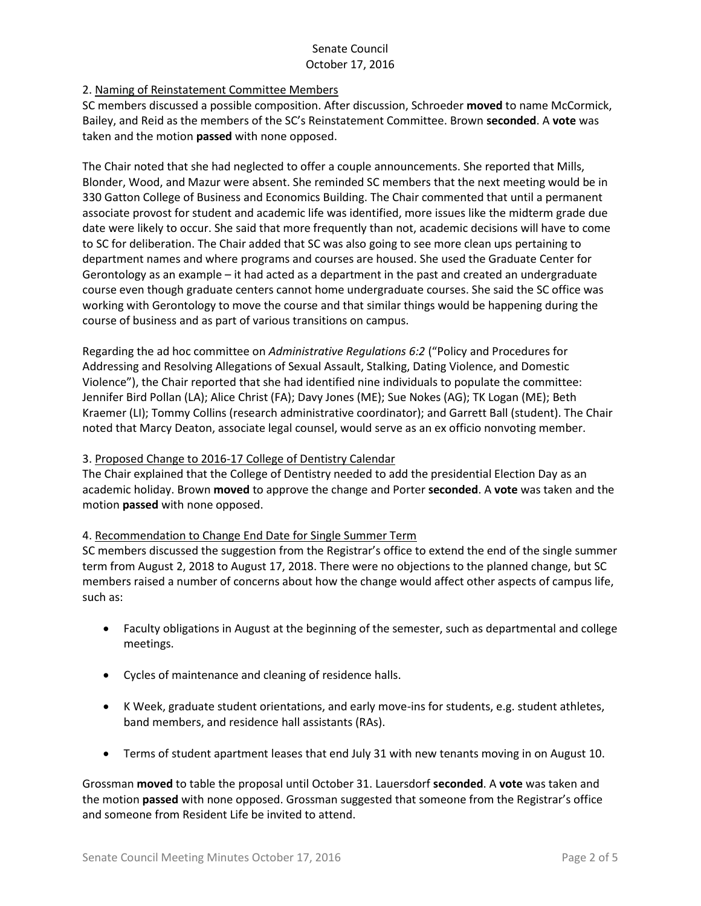2. Naming of Reinstatement Committee Members

SC members discussed a possible composition. After discussion, Schroeder **moved** to name McCormick, Bailey, and Reid as the members of the SC's Reinstatement Committee. Brown **seconded**. A **vote** was taken and the motion **passed** with none opposed.

The Chair noted that she had neglected to offer a couple announcements. She reported that Mills, Blonder, Wood, and Mazur were absent. She reminded SC members that the next meeting would be in 330 Gatton College of Business and Economics Building. The Chair commented that until a permanent associate provost for student and academic life was identified, more issues like the midterm grade due date were likely to occur. She said that more frequently than not, academic decisions will have to come to SC for deliberation. The Chair added that SC was also going to see more clean ups pertaining to department names and where programs and courses are housed. She used the Graduate Center for Gerontology as an example – it had acted as a department in the past and created an undergraduate course even though graduate centers cannot home undergraduate courses. She said the SC office was working with Gerontology to move the course and that similar things would be happening during the course of business and as part of various transitions on campus.

Regarding the ad hoc committee on *Administrative Regulations 6:2* ("Policy and Procedures for Addressing and Resolving Allegations of Sexual Assault, Stalking, Dating Violence, and Domestic Violence"), the Chair reported that she had identified nine individuals to populate the committee: Jennifer Bird Pollan (LA); Alice Christ (FA); Davy Jones (ME); Sue Nokes (AG); TK Logan (ME); Beth Kraemer (LI); Tommy Collins (research administrative coordinator); and Garrett Ball (student). The Chair noted that Marcy Deaton, associate legal counsel, would serve as an ex officio nonvoting member.

3. Proposed Change to 2016-17 College of Dentistry Calendar

The Chair explained that the College of Dentistry needed to add the presidential Election Day as an academic holiday. Brown **moved** to approve the change and Porter **seconded**. A **vote** was taken and the motion **passed** with none opposed.

4. Recommendation to Change End Date for Single Summer Term

SC members discussed the suggestion from the Registrar's office to extend the end of the single summer term from August 2, 2018 to August 17, 2018. There were no objections to the planned change, but SC members raised a number of concerns about how the change would affect other aspects of campus life, such as:

- Faculty obligations in August at the beginning of the semester, such as departmental and college meetings.
- Cycles of maintenance and cleaning of residence halls.
- K Week, graduate student orientations, and early move-ins for students, e.g. student athletes, band members, and residence hall assistants (RAs).
- Terms of student apartment leases that end July 31 with new tenants moving in on August 10.

Grossman **moved** to table the proposal until October 31. Lauersdorf **seconded**. A **vote** was taken and the motion **passed** with none opposed. Grossman suggested that someone from the Registrar's office and someone from Resident Life be invited to attend.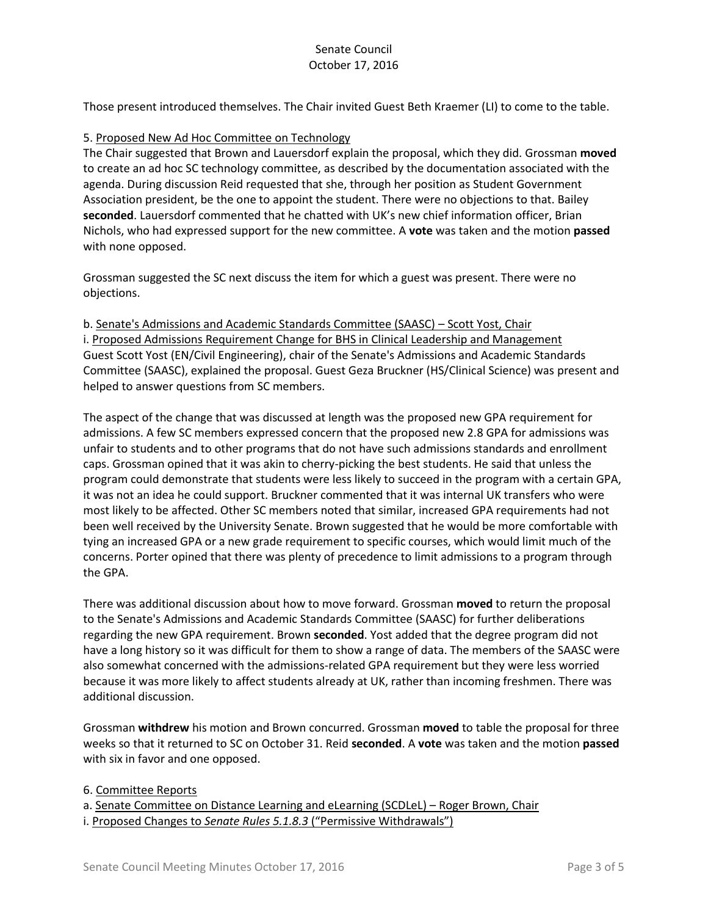Those present introduced themselves. The Chair invited Guest Beth Kraemer (LI) to come to the table.

5. Proposed New Ad Hoc Committee on Technology

The Chair suggested that Brown and Lauersdorf explain the proposal, which they did. Grossman **moved** to create an ad hoc SC technology committee, as described by the documentation associated with the agenda. During discussion Reid requested that she, through her position as Student Government Association president, be the one to appoint the student. There were no objections to that. Bailey **seconded**. Lauersdorf commented that he chatted with UK's new chief information officer, Brian Nichols, who had expressed support for the new committee. A **vote** was taken and the motion **passed** with none opposed.

Grossman suggested the SC next discuss the item for which a guest was present. There were no objections.

b. Senate's Admissions and Academic Standards Committee (SAASC) – Scott Yost, Chair

i. Proposed Admissions Requirement Change for BHS in Clinical Leadership and Management

Guest Scott Yost (EN/Civil Engineering), chair of the Senate's Admissions and Academic Standards Committee (SAASC), explained the proposal. Guest Geza Bruckner (HS/Clinical Science) was present and helped to answer questions from SC members.

The aspect of the change that was discussed at length was the proposed new GPA requirement for admissions. A few SC members expressed concern that the proposed new 2.8 GPA for admissions was unfair to students and to other programs that do not have such admissions standards and enrollment caps. Grossman opined that it was akin to cherry-picking the best students. He said that unless the program could demonstrate that students were less likely to succeed in the program with a certain GPA, it was not an idea he could support. Bruckner commented that it was internal UK transfers who were most likely to be affected. Other SC members noted that similar, increased GPA requirements had not been well received by the University Senate. Brown suggested that he would be more comfortable with tying an increased GPA or a new grade requirement to specific courses, which would limit much of the concerns. Porter opined that there was plenty of precedence to limit admissions to a program through the GPA.

There was additional discussion about how to move forward. Grossman **moved** to return the proposal to the Senate's Admissions and Academic Standards Committee (SAASC) for further deliberations regarding the new GPA requirement. Brown **seconded**. Yost added that the degree program did not have a long history so it was difficult for them to show a range of data. The members of the SAASC were also somewhat concerned with the admissions-related GPA requirement but they were less worried because it was more likely to affect students already at UK, rather than incoming freshmen. There was additional discussion.

Grossman **withdrew** his motion and Brown concurred. Grossman **moved** to table the proposal for three weeks so that it returned to SC on October 31. Reid **seconded**. A **vote** was taken and the motion **passed** with six in favor and one opposed.

6. Committee Reports

a. Senate Committee on Distance Learning and eLearning (SCDLeL) – Roger Brown, Chair

i. Proposed Changes to *Senate Rules 5.1.8.3* ("Permissive Withdrawals")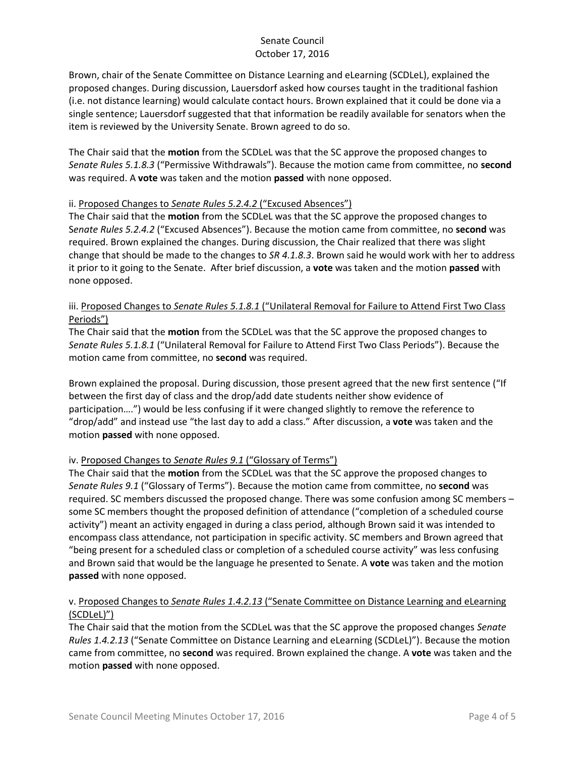Brown, chair of the Senate Committee on Distance Learning and eLearning (SCDLeL), explained the proposed changes. During discussion, Lauersdorf asked how courses taught in the traditional fashion (i.e. not distance learning) would calculate contact hours. Brown explained that it could be done via a single sentence; Lauersdorf suggested that that information be readily available for senators when the item is reviewed by the University Senate. Brown agreed to do so.

The Chair said that the **motion** from the SCDLeL was that the SC approve the proposed changes to *Senate Rules 5.1.8.3* ("Permissive Withdrawals"). Because the motion came from committee, no **second** was required. A **vote** was taken and the motion **passed** with none opposed.

ii. Proposed Changes to *Senate Rules 5.2.4.2* ("Excused Absences")

The Chair said that the **motion** from the SCDLeL was that the SC approve the proposed changes to S*enate Rules 5.2.4.2* ("Excused Absences"). Because the motion came from committee, no **second** was required. Brown explained the changes. During discussion, the Chair realized that there was slight change that should be made to the changes to *SR 4.1.8.3*. Brown said he would work with her to address it prior to it going to the Senate. After brief discussion, a **vote** was taken and the motion **passed** with none opposed.

iii. Proposed Changes to *Senate Rules 5.1.8.1* ("Unilateral Removal for Failure to Attend First Two Class Periods")

The Chair said that the **motion** from the SCDLeL was that the SC approve the proposed changes to *Senate Rules 5.1.8.1* ("Unilateral Removal for Failure to Attend First Two Class Periods"). Because the motion came from committee, no **second** was required.

Brown explained the proposal. During discussion, those present agreed that the new first sentence ("If between the first day of class and the drop/add date students neither show evidence of participation….") would be less confusing if it were changed slightly to remove the reference to "drop/add" and instead use "the last day to add a class." After discussion, a **vote** was taken and the motion **passed** with none opposed.

iv. Proposed Changes to *Senate Rules 9.1* ("Glossary of Terms")

The Chair said that the **motion** from the SCDLeL was that the SC approve the proposed changes to *Senate Rules 9.1* ("Glossary of Terms"). Because the motion came from committee, no **second** was required. SC members discussed the proposed change. There was some confusion among SC members – some SC members thought the proposed definition of attendance ("completion of a scheduled course activity") meant an activity engaged in during a class period, although Brown said it was intended to encompass class attendance, not participation in specific activity. SC members and Brown agreed that "being present for a scheduled class or completion of a scheduled course activity" was less confusing and Brown said that would be the language he presented to Senate. A **vote** was taken and the motion **passed** with none opposed.

v. Proposed Changes to *Senate Rules 1.4.2.13* ("Senate Committee on Distance Learning and eLearning (SCDLeL)")

The Chair said that the motion from the SCDLeL was that the SC approve the proposed changes *Senate Rules 1.4.2.13* ("Senate Committee on Distance Learning and eLearning (SCDLeL)"). Because the motion came from committee, no **second** was required. Brown explained the change. A **vote** was taken and the motion **passed** with none opposed.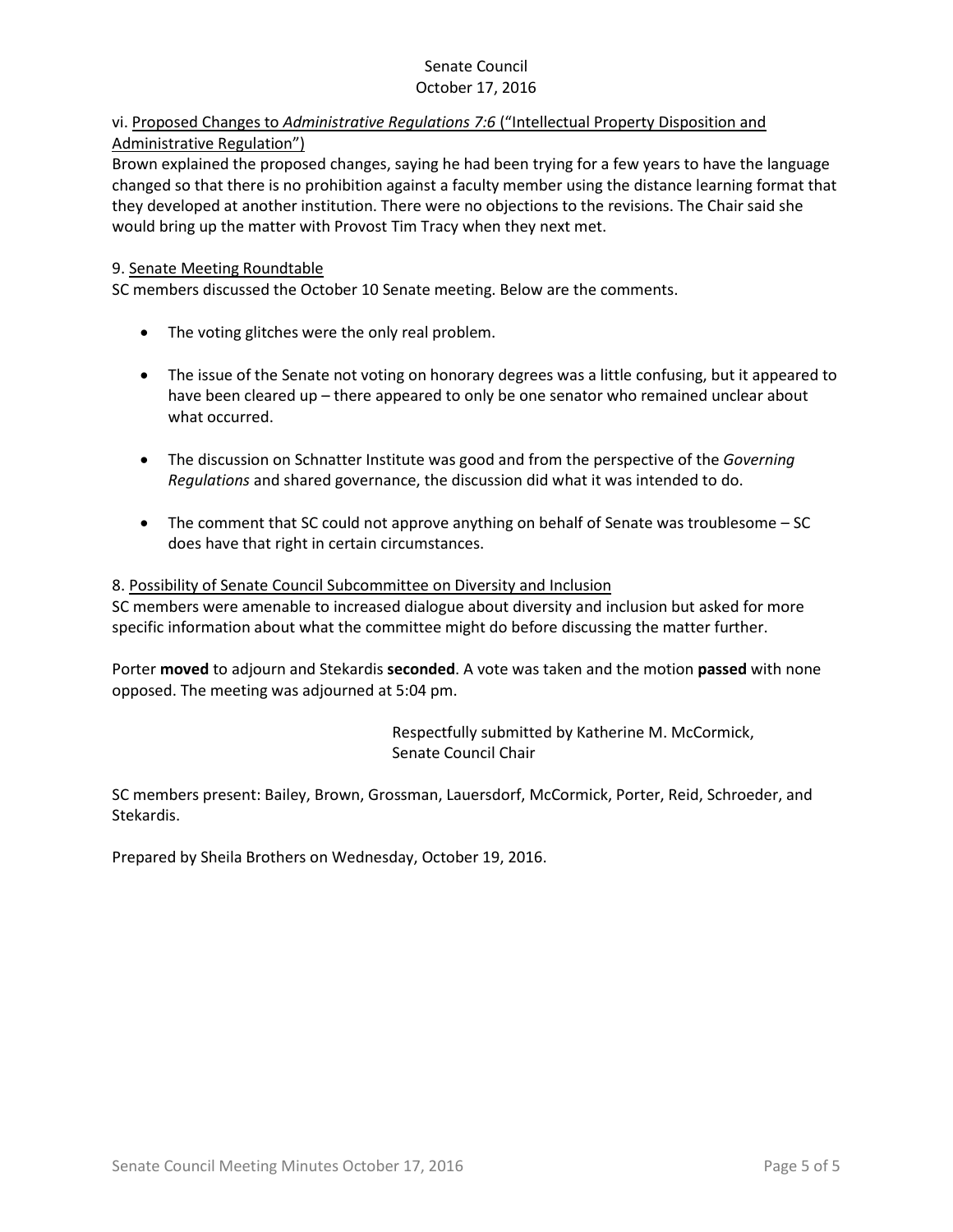vi. Proposed Changes to *Administrative Regulations 7:6* ("Intellectual Property Disposition and Administrative Regulation")

Brown explained the proposed changes, saying he had been trying for a few years to have the language changed so that there is no prohibition against a faculty member using the distance learning format that they developed at another institution. There were no objections to the revisions. The Chair said she would bring up the matter with Provost Tim Tracy when they next met.

9. Senate Meeting Roundtable

SC members discussed the October 10 Senate meeting. Below are the comments.

- The voting glitches were the only real problem.
- The issue of the Senate not voting on honorary degrees was a little confusing, but it appeared to have been cleared up – there appeared to only be one senator who remained unclear about what occurred.
- The discussion on Schnatter Institute was good and from the perspective of the *Governing Regulations* and shared governance, the discussion did what it was intended to do.
- The comment that SC could not approve anything on behalf of Senate was troublesome – SC does have that right in certain circumstances.

8. Possibility of Senate Council Subcommittee on Diversity and Inclusion

SC members were amenable to increased dialogue about diversity and inclusion but asked for more specific information about what the committee might do before discussing the matter further.

Porter **moved** to adjourn and Stekardis **seconded**. A vote was taken and the motion **passed** with none opposed. The meeting was adjourned at 5:04 pm.

Respectfully submitted by Katherine M. McCormick,
Senate Council Chair

SC members present: Bailey, Brown, Grossman, Lauersdorf, McCormick, Porter, Reid, Schroeder, and Stekardis.

Prepared by Sheila Brothers on Wednesday, October 19, 2016.